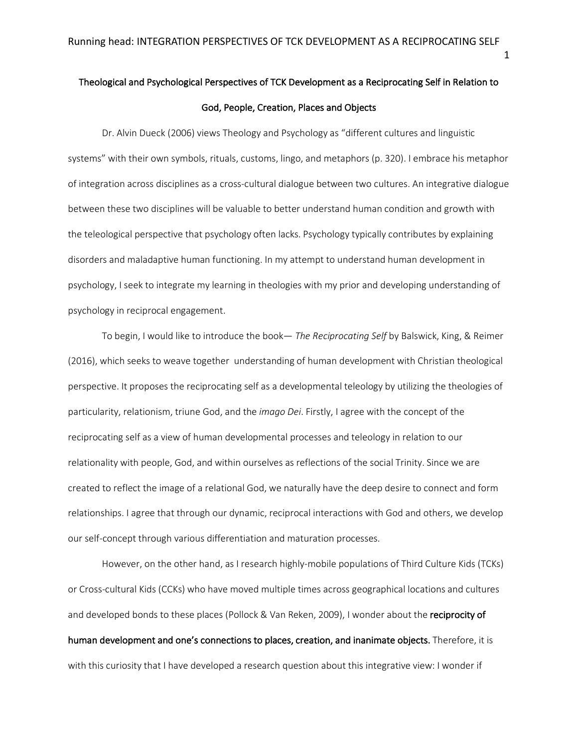## Theological and Psychological Perspectives of TCK Development as a Reciprocating Self in Relation to God, People, Creation, Places and Objects

Dr. Alvin Dueck (2006) views Theology and Psychology as "different cultures and linguistic systems" with their own symbols, rituals, customs, lingo, and metaphors (p. 320). I embrace his metaphor of integration across disciplines as a cross-cultural dialogue between two cultures. An integrative dialogue between these two disciplines will be valuable to better understand human condition and growth with the teleological perspective that psychology often lacks. Psychology typically contributes by explaining disorders and maladaptive human functioning. In my attempt to understand human development in psychology, I seek to integrate my learning in theologies with my prior and developing understanding of psychology in reciprocal engagement.

To begin, I would like to introduce the book— *The Reciprocating Self* by Balswick, King, & Reimer (2016), which seeks to weave together understanding of human development with Christian theological perspective. It proposes the reciprocating self as a developmental teleology by utilizing the theologies of particularity, relationism, triune God, and the *imago Dei*. Firstly, I agree with the concept of the reciprocating self as a view of human developmental processes and teleology in relation to our relationality with people, God, and within ourselves as reflections of the social Trinity. Since we are created to reflect the image of a relational God, we naturally have the deep desire to connect and form relationships. I agree that through our dynamic, reciprocal interactions with God and others, we develop our self-concept through various differentiation and maturation processes.

However, on the other hand, as I research highly-mobile populations of Third Culture Kids (TCKs) or Cross-cultural Kids (CCKs) who have moved multiple times across geographical locations and cultures and developed bonds to these places (Pollock & Van Reken, 2009), I wonder about the **reciprocity of human development and one's connections to places, creation, and inanimate objects.** Therefore, it is with this curiosity that I have developed a research question about this integrative view: I wonder if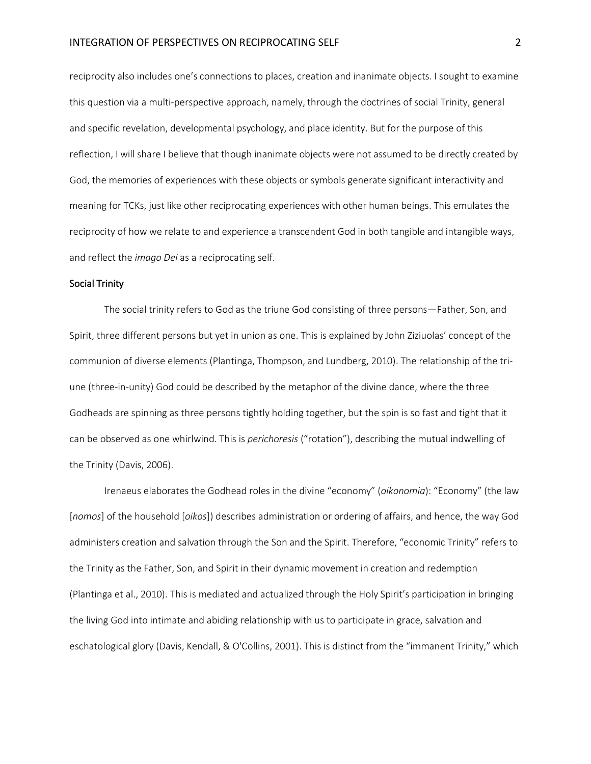reciprocity also includes one's connections to places, creation and inanimate objects. I sought to examine this question via a multi-perspective approach, namely, through the doctrines of social Trinity, general and specific revelation, developmental psychology, and place identity. But for the purpose of this reflection, I will share I believe that though inanimate objects were not assumed to be directly created by God, the memories of experiences with these objects or symbols generate significant interactivity and meaning for TCKs, just like other reciprocating experiences with other human beings. This emulates the reciprocity of how we relate to and experience a transcendent God in both tangible and intangible ways, and reflect the *imago Dei* as a reciprocating self.

## Social Trinity

The social trinity refers to God as the triune God consisting of three persons—Father, Son, and Spirit, three different persons but yet in union as one. This is explained by John Ziziuolas' concept of the communion of diverse elements (Plantinga, Thompson, and Lundberg, 2010). The relationship of the tri-une (three-in-unity) God could be described by the metaphor of the divine dance, where the three Godheads are spinning as three persons tightly holding together, but the spin is so fast and tight that it can be observed as one whirlwind. This is *perichoresis* ("rotation"), describing the mutual indwelling of the Trinity (Davis, 2006).

Irenaeus elaborates the Godhead roles in the divine "economy" (*oikonomia*): "Economy" (the law [*nomos*] of the household [*oikos*]) describes administration or ordering of affairs, and hence, the way God administers creation and salvation through the Son and the Spirit. Therefore, "economic Trinity" refers to the Trinity as the Father, Son, and Spirit in their dynamic movement in creation and redemption (Plantinga et al., 2010). This is mediated and actualized through the Holy Spirit's participation in bringing the living God into intimate and abiding relationship with us to participate in grace, salvation and eschatological glory (Davis, Kendall, & O'Collins, 2001). This is distinct from the "immanent Trinity," which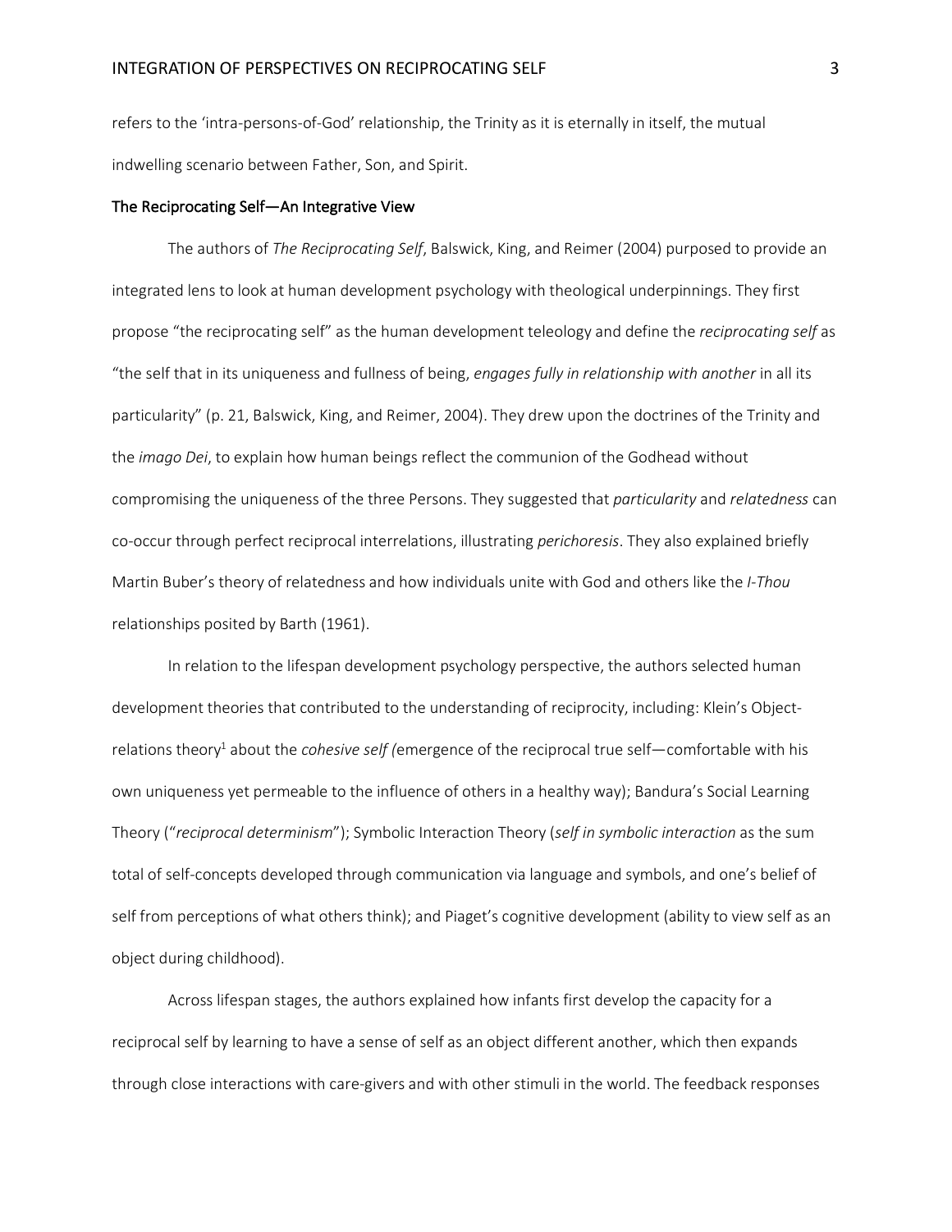refers to the 'intra-persons-of-God' relationship, the Trinity as it is eternally in itself, the mutual indwelling scenario between Father, Son, and Spirit.

## The Reciprocating Self—An Integrative View

The authors of *The Reciprocating Self*, Balswick, King, and Reimer (2004) purposed to provide an integrated lens to look at human development psychology with theological underpinnings. They first propose "the reciprocating self" as the human development teleology and define the *reciprocating self* as "the self that in its uniqueness and fullness of being, *engages fully in relationship with another* in all its particularity" (p. 21, Balswick, King, and Reimer, 2004). They drew upon the doctrines of the Trinity and the *imago Dei*, to explain how human beings reflect the communion of the Godhead without compromising the uniqueness of the three Persons. They suggested that *particularity* and *relatedness* can co-occur through perfect reciprocal interrelations, illustrating *perichoresis*. They also explained briefly Martin Buber's theory of relatedness and how individuals unite with God and others like the *I-Thou* relationships posited by Barth (1961).

In relation to the lifespan development psychology perspective, the authors selected human development theories that contributed to the understanding of reciprocity, including: Klein's Object-relations theory[1] about the *cohesive self (*emergence of the reciprocal true self—comfortable with his own uniqueness yet permeable to the influence of others in a healthy way); Bandura's Social Learning Theory ("*reciprocal determinism*"); Symbolic Interaction Theory (*self in symbolic interaction* as the sum total of self-concepts developed through communication via language and symbols, and one's belief of self from perceptions of what others think); and Piaget's cognitive development (ability to view self as an object during childhood).

Across lifespan stages, the authors explained how infants first develop the capacity for a reciprocal self by learning to have a sense of self as an object different another, which then expands through close interactions with care-givers and with other stimuli in the world. The feedback responses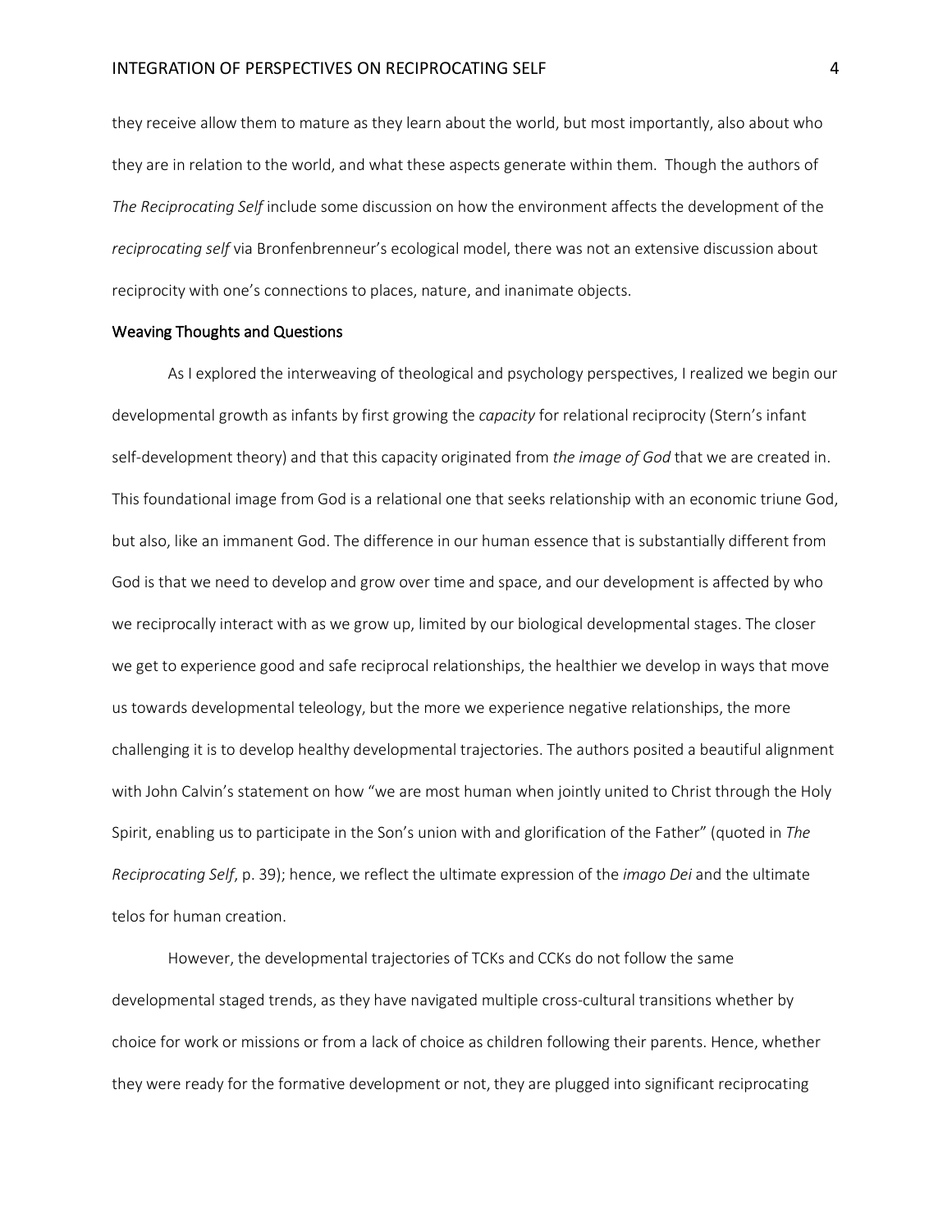they receive allow them to mature as they learn about the world, but most importantly, also about who they are in relation to the world, and what these aspects generate within them. Though the authors of *The Reciprocating Self* include some discussion on how the environment affects the development of the *reciprocating self* via Bronfenbrenneur's ecological model, there was not an extensive discussion about reciprocity with one's connections to places, nature, and inanimate objects.

## Weaving Thoughts and Questions

As I explored the interweaving of theological and psychology perspectives, I realized we begin our developmental growth as infants by first growing the *capacity* for relational reciprocity (Stern's infant self-development theory) and that this capacity originated from *the image of God* that we are created in. This foundational image from God is a relational one that seeks relationship with an economic triune God, but also, like an immanent God. The difference in our human essence that is substantially different from God is that we need to develop and grow over time and space, and our development is affected by who we reciprocally interact with as we grow up, limited by our biological developmental stages. The closer we get to experience good and safe reciprocal relationships, the healthier we develop in ways that move us towards developmental teleology, but the more we experience negative relationships, the more challenging it is to develop healthy developmental trajectories. The authors posited a beautiful alignment with John Calvin's statement on how "we are most human when jointly united to Christ through the Holy Spirit, enabling us to participate in the Son's union with and glorification of the Father" (quoted in *The Reciprocating Self*, p. 39); hence, we reflect the ultimate expression of the *imago Dei* and the ultimate telos for human creation.

However, the developmental trajectories of TCKs and CCKs do not follow the same developmental staged trends, as they have navigated multiple cross-cultural transitions whether by choice for work or missions or from a lack of choice as children following their parents. Hence, whether they were ready for the formative development or not, they are plugged into significant reciprocating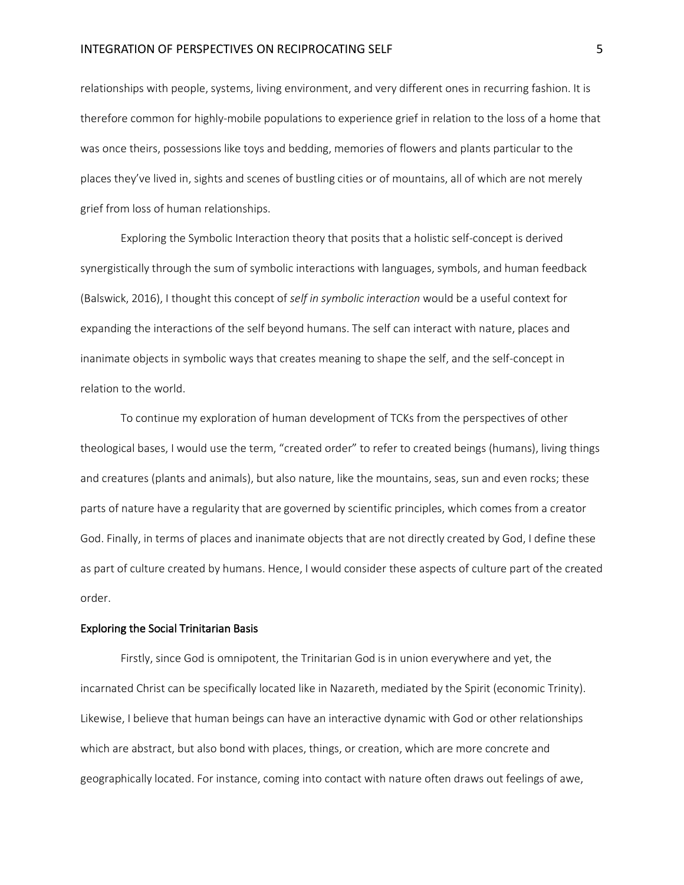relationships with people, systems, living environment, and very different ones in recurring fashion. It is therefore common for highly-mobile populations to experience grief in relation to the loss of a home that was once theirs, possessions like toys and bedding, memories of flowers and plants particular to the places they've lived in, sights and scenes of bustling cities or of mountains, all of which are not merely grief from loss of human relationships.

Exploring the Symbolic Interaction theory that posits that a holistic self-concept is derived synergistically through the sum of symbolic interactions with languages, symbols, and human feedback (Balswick, 2016), I thought this concept of *self in symbolic interaction* would be a useful context for expanding the interactions of the self beyond humans. The self can interact with nature, places and inanimate objects in symbolic ways that creates meaning to shape the self, and the self-concept in relation to the world.

To continue my exploration of human development of TCKs from the perspectives of other theological bases, I would use the term, "created order" to refer to created beings (humans), living things and creatures (plants and animals), but also nature, like the mountains, seas, sun and even rocks; these parts of nature have a regularity that are governed by scientific principles, which comes from a creator God. Finally, in terms of places and inanimate objects that are not directly created by God, I define these as part of culture created by humans. Hence, I would consider these aspects of culture part of the created order.

### Exploring the Social Trinitarian Basis

Firstly, since God is omnipotent, the Trinitarian God is in union everywhere and yet, the incarnated Christ can be specifically located like in Nazareth, mediated by the Spirit (economic Trinity). Likewise, I believe that human beings can have an interactive dynamic with God or other relationships which are abstract, but also bond with places, things, or creation, which are more concrete and geographically located. For instance, coming into contact with nature often draws out feelings of awe,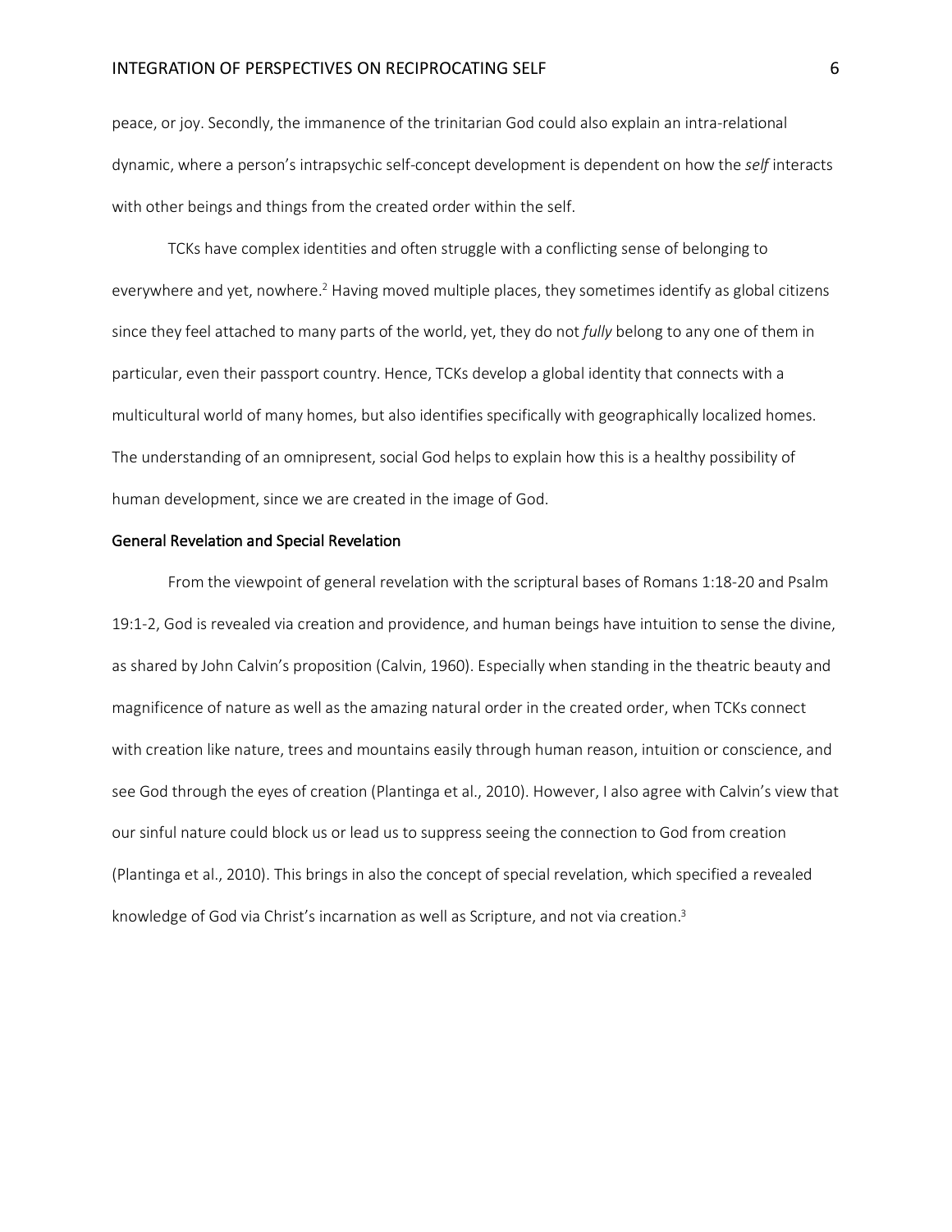peace, or joy. Secondly, the immanence of the trinitarian God could also explain an intra-relational dynamic, where a person's intrapsychic self-concept development is dependent on how the *self* interacts with other beings and things from the created order within the self.

TCKs have complex identities and often struggle with a conflicting sense of belonging to everywhere and yet, nowhere.[2] Having moved multiple places, they sometimes identify as global citizens since they feel attached to many parts of the world, yet, they do not *fully* belong to any one of them in particular, even their passport country. Hence, TCKs develop a global identity that connects with a multicultural world of many homes, but also identifies specifically with geographically localized homes. The understanding of an omnipresent, social God helps to explain how this is a healthy possibility of human development, since we are created in the image of God.

## General Revelation and Special Revelation

From the viewpoint of general revelation with the scriptural bases of Romans 1:18-20 and Psalm 19:1-2, God is revealed via creation and providence, and human beings have intuition to sense the divine, as shared by John Calvin's proposition (Calvin, 1960). Especially when standing in the theatric beauty and magnificence of nature as well as the amazing natural order in the created order, when TCKs connect with creation like nature, trees and mountains easily through human reason, intuition or conscience, and see God through the eyes of creation (Plantinga et al., 2010). However, I also agree with Calvin's view that our sinful nature could block us or lead us to suppress seeing the connection to God from creation (Plantinga et al., 2010). This brings in also the concept of special revelation, which specified a revealed knowledge of God via Christ's incarnation as well as Scripture, and not via creation.[3]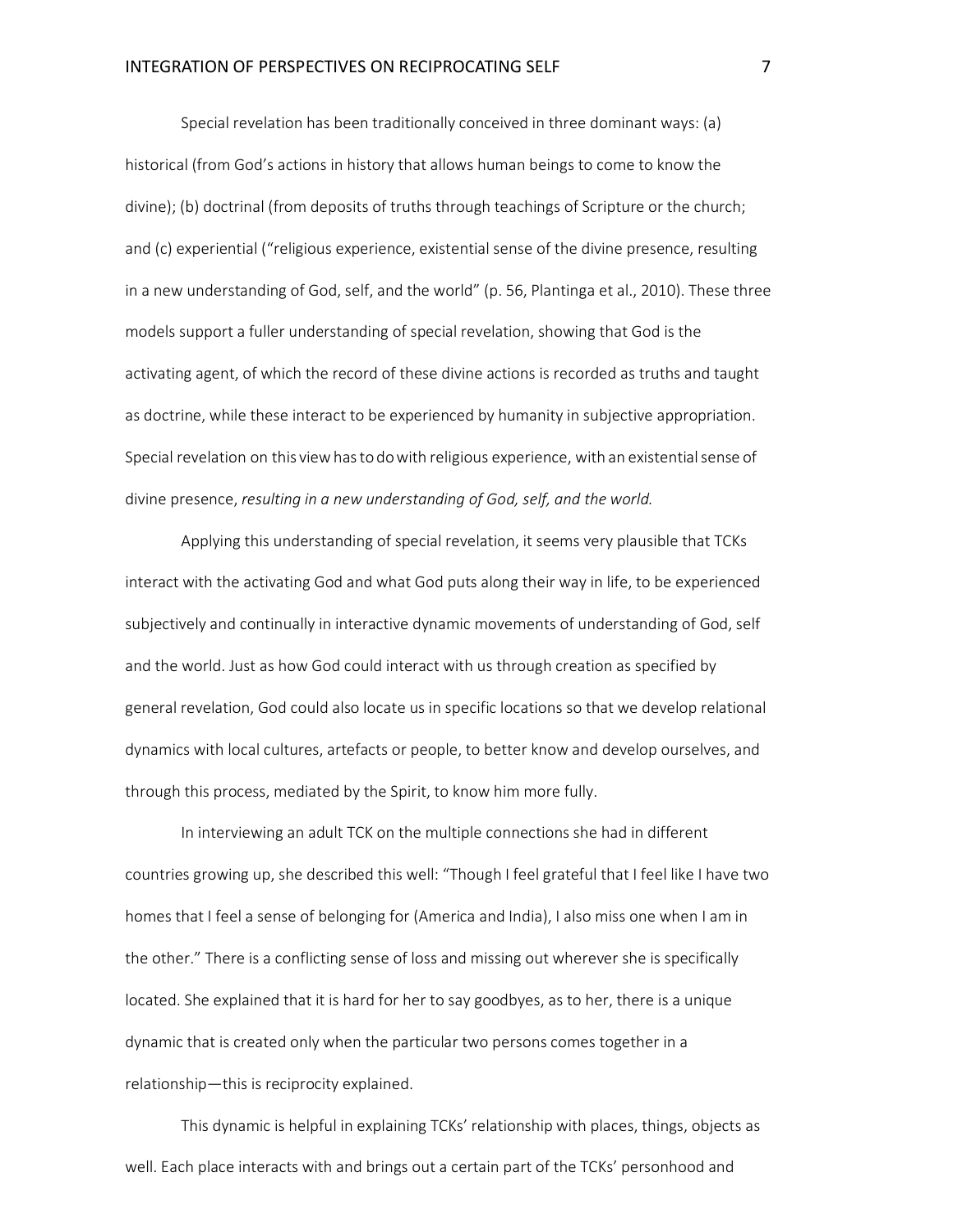Special revelation has been traditionally conceived in three dominant ways: (a) historical (from God's actions in history that allows human beings to come to know the divine); (b) doctrinal (from deposits of truths through teachings of Scripture or the church; and (c) experiential ("religious experience, existential sense of the divine presence, resulting in a new understanding of God, self, and the world" (p. 56, Plantinga et al., 2010). These three models support a fuller understanding of special revelation, showing that God is the activating agent, of which the record of these divine actions is recorded as truths and taught as doctrine, while these interact to be experienced by humanity in subjective appropriation. Special revelation on this view has to do with religious experience, with an existential sense of divine presence, *resulting in a new understanding of God, self, and the world.*

Applying this understanding of special revelation, it seems very plausible that TCKs interact with the activating God and what God puts along their way in life, to be experienced subjectively and continually in interactive dynamic movements of understanding of God, self and the world. Just as how God could interact with us through creation as specified by general revelation, God could also locate us in specific locations so that we develop relational dynamics with local cultures, artefacts or people, to better know and develop ourselves, and through this process, mediated by the Spirit, to know him more fully.

In interviewing an adult TCK on the multiple connections she had in different countries growing up, she described this well: "Though I feel grateful that I feel like I have two homes that I feel a sense of belonging for (America and India), I also miss one when I am in the other." There is a conflicting sense of loss and missing out wherever she is specifically located. She explained that it is hard for her to say goodbyes, as to her, there is a unique dynamic that is created only when the particular two persons comes together in a relationship—this is reciprocity explained.

This dynamic is helpful in explaining TCKs' relationship with places, things, objects as well. Each place interacts with and brings out a certain part of the TCKs' personhood and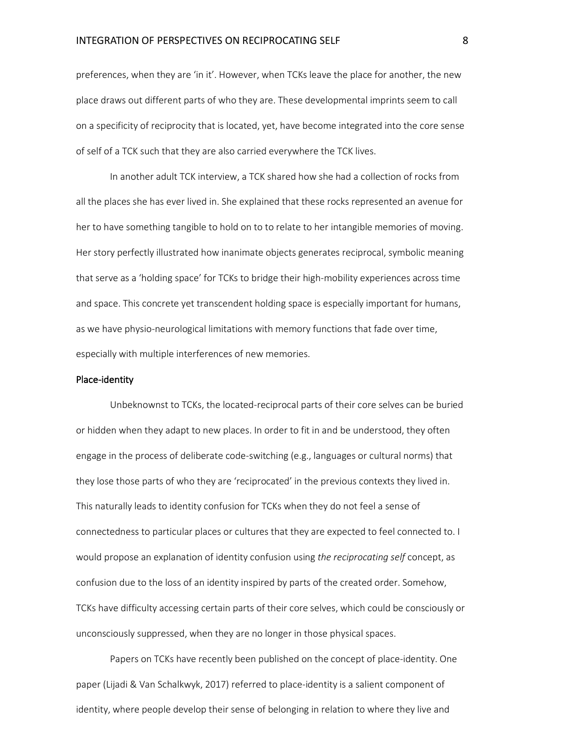preferences, when they are 'in it'. However, when TCKs leave the place for another, the new place draws out different parts of who they are. These developmental imprints seem to call on a specificity of reciprocity that is located, yet, have become integrated into the core sense of self of a TCK such that they are also carried everywhere the TCK lives.

In another adult TCK interview, a TCK shared how she had a collection of rocks from all the places she has ever lived in. She explained that these rocks represented an avenue for her to have something tangible to hold on to to relate to her intangible memories of moving. Her story perfectly illustrated how inanimate objects generates reciprocal, symbolic meaning that serve as a 'holding space' for TCKs to bridge their high-mobility experiences across time and space. This concrete yet transcendent holding space is especially important for humans, as we have physio-neurological limitations with memory functions that fade over time, especially with multiple interferences of new memories.

## Place-identity

Unbeknownst to TCKs, the located-reciprocal parts of their core selves can be buried or hidden when they adapt to new places. In order to fit in and be understood, they often engage in the process of deliberate code-switching (e.g., languages or cultural norms) that they lose those parts of who they are 'reciprocated' in the previous contexts they lived in. This naturally leads to identity confusion for TCKs when they do not feel a sense of connectedness to particular places or cultures that they are expected to feel connected to. I would propose an explanation of identity confusion using *the reciprocating self* concept, as confusion due to the loss of an identity inspired by parts of the created order. Somehow, TCKs have difficulty accessing certain parts of their core selves, which could be consciously or unconsciously suppressed, when they are no longer in those physical spaces.

Papers on TCKs have recently been published on the concept of place-identity. One paper (Lijadi & Van Schalkwyk, 2017) referred to place-identity is a salient component of identity, where people develop their sense of belonging in relation to where they live and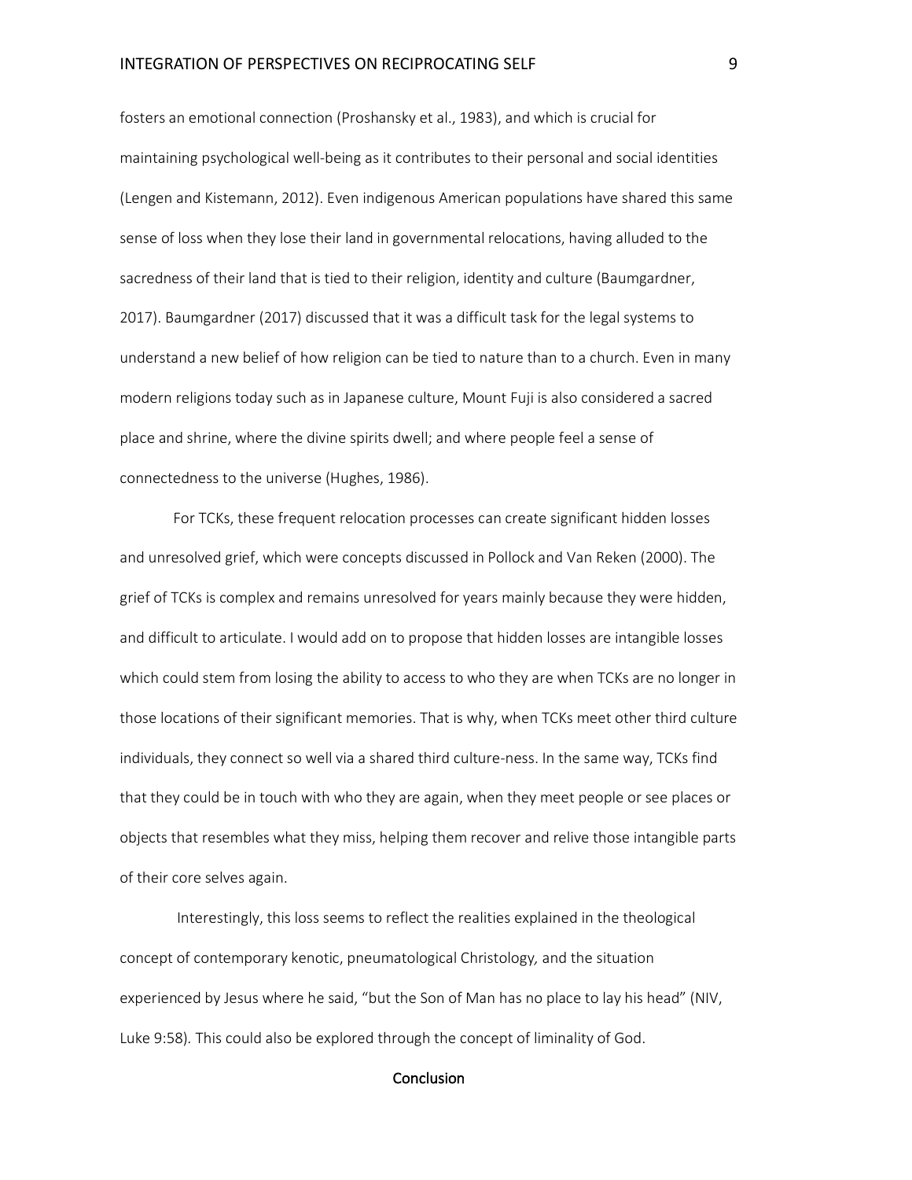fosters an emotional connection (Proshansky et al., 1983), and which is crucial for maintaining psychological well-being as it contributes to their personal and social identities (Lengen and Kistemann, 2012). Even indigenous American populations have shared this same sense of loss when they lose their land in governmental relocations, having alluded to the sacredness of their land that is tied to their religion, identity and culture (Baumgardner, 2017). Baumgardner (2017) discussed that it was a difficult task for the legal systems to understand a new belief of how religion can be tied to nature than to a church. Even in many modern religions today such as in Japanese culture, Mount Fuji is also considered a sacred place and shrine, where the divine spirits dwell; and where people feel a sense of connectedness to the universe (Hughes, 1986).

For TCKs, these frequent relocation processes can create significant hidden losses and unresolved grief, which were concepts discussed in Pollock and Van Reken (2000). The grief of TCKs is complex and remains unresolved for years mainly because they were hidden, and difficult to articulate. I would add on to propose that hidden losses are intangible losses which could stem from losing the ability to access to who they are when TCKs are no longer in those locations of their significant memories. That is why, when TCKs meet other third culture individuals, they connect so well via a shared third culture-ness. In the same way, TCKs find that they could be in touch with who they are again, when they meet people or see places or objects that resembles what they miss, helping them recover and relive those intangible parts of their core selves again.

Interestingly, this loss seems to reflect the realities explained in the theological concept of contemporary kenotic, pneumatological Christology*,* and the situation experienced by Jesus where he said, "but the Son of Man has no place to lay his head" (NIV, Luke 9:58). This could also be explored through the concept of liminality of God.

## Conclusion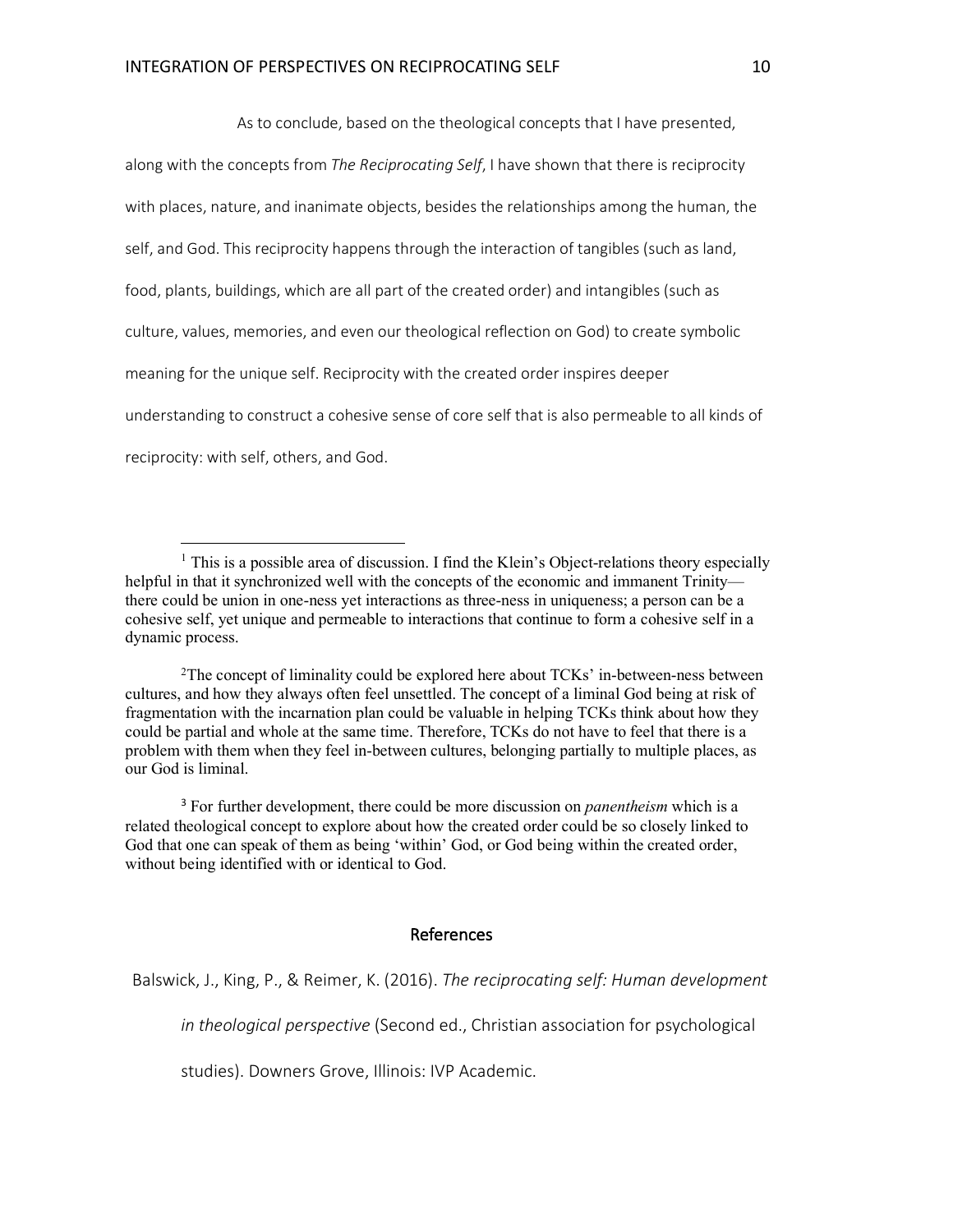As to conclude, based on the theological concepts that I have presented, along with the concepts from *The Reciprocating Self*, I have shown that there is reciprocity with places, nature, and inanimate objects, besides the relationships among the human, the self, and God. This reciprocity happens through the interaction of tangibles (such as land, food, plants, buildings, which are all part of the created order) and intangibles (such as culture, values, memories, and even our theological reflection on God) to create symbolic meaning for the unique self. Reciprocity with the created order inspires deeper understanding to construct a cohesive sense of core self that is also permeable to all kinds of reciprocity: with self, others, and God.

---

[1] This is a possible area of discussion. I find the Klein's Object-relations theory especially helpful in that it synchronized well with the concepts of the economic and immanent Trinity—there could be union in one-ness yet interactions as three-ness in uniqueness; a person can be a cohesive self, yet unique and permeable to interactions that continue to form a cohesive self in a dynamic process.

[2] The concept of liminality could be explored here about TCKs' in-between-ness between cultures, and how they always often feel unsettled. The concept of a liminal God being at risk of fragmentation with the incarnation plan could be valuable in helping TCKs think about how they could be partial and whole at the same time. Therefore, TCKs do not have to feel that there is a problem with them when they feel in-between cultures, belonging partially to multiple places, as our God is liminal.

[3] For further development, there could be more discussion on *panentheism* which is a related theological concept to explore about how the created order could be so closely linked to God that one can speak of them as being 'within' God, or God being within the created order, without being identified with or identical to God.

## References

Balswick, J., King, P., & Reimer, K. (2016). *The reciprocating self: Human development in theological perspective* (Second ed., Christian association for psychological studies). Downers Grove, Illinois: IVP Academic.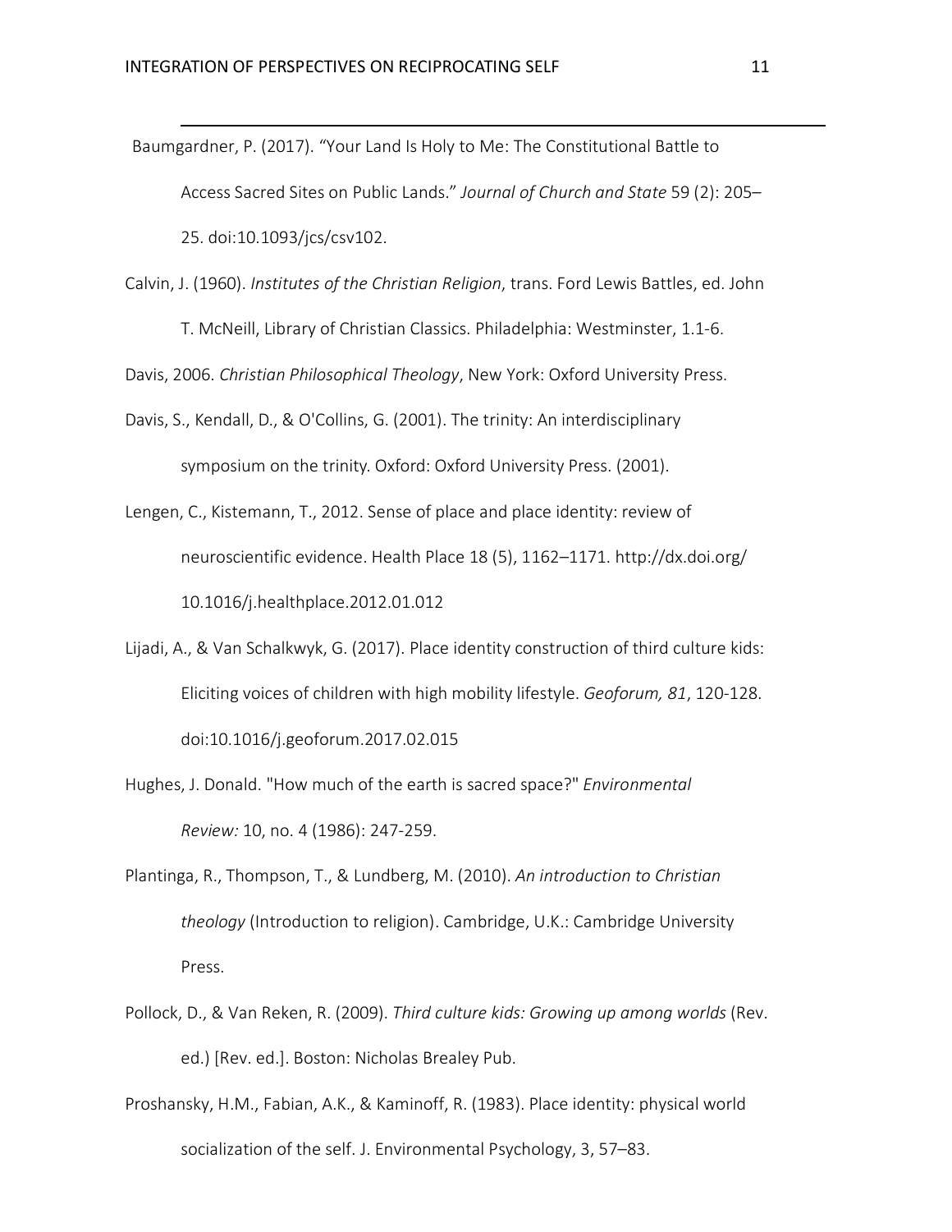Baumgardner, P. (2017). “Your Land Is Holy to Me: The Constitutional Battle to Access Sacred Sites on Public Lands.” *Journal of Church and State* 59 (2): 205–25. doi:10.1093/jcs/csv102.

Calvin, J. (1960). *Institutes of the Christian Religion*, trans. Ford Lewis Battles, ed. John T. McNeill, Library of Christian Classics. Philadelphia: Westminster, 1.1-6.

Davis, 2006. *Christian Philosophical Theology*, New York: Oxford University Press.

Davis, S., Kendall, D., & O'Collins, G. (2001). The trinity: An interdisciplinary symposium on the trinity. Oxford: Oxford University Press. (2001).

Lengen, C., Kistemann, T., 2012. Sense of place and place identity: review of neuroscientific evidence. Health Place 18 (5), 1162–1171. http://dx.doi.org/10.1016/j.healthplace.2012.01.012

Lijadi, A., & Van Schalkwyk, G. (2017). Place identity construction of third culture kids: Eliciting voices of children with high mobility lifestyle. *Geoforum, 81*, 120-128. doi:10.1016/j.geoforum.2017.02.015

Hughes, J. Donald. "How much of the earth is sacred space?" *Environmental Review:* 10, no. 4 (1986): 247-259.

Plantinga, R., Thompson, T., & Lundberg, M. (2010). *An introduction to Christian theology* (Introduction to religion). Cambridge, U.K.: Cambridge University Press.

Pollock, D., & Van Reken, R. (2009). *Third culture kids: Growing up among worlds* (Rev. ed.) [Rev. ed.]. Boston: Nicholas Brealey Pub.

Proshansky, H.M., Fabian, A.K., & Kaminoff, R. (1983). Place identity: physical world socialization of the self. J. Environmental Psychology, 3, 57–83.